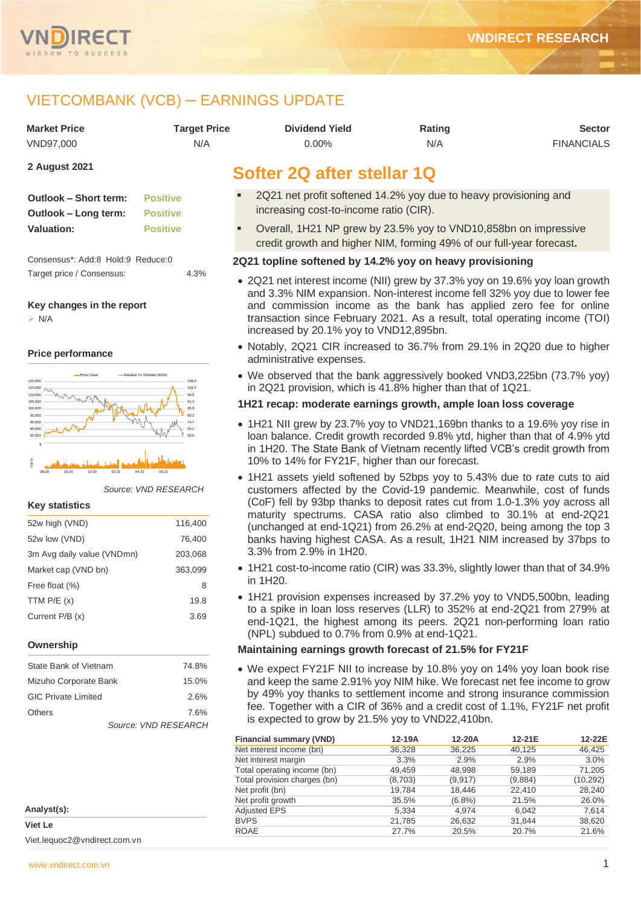# VIETCOMBANK (VCB) ─ EARNINGS UPDATE

| Market Price | Target Price | Dividend Yield | Rating | Sector |
|---|---|---|---|---|
| VND97,000 | N/A | 0.00% | N/A | FINANCIALS |

**2 August 2021**

| | |
|---|---|
| **Outlook – Short term:** | Positive |
| **Outlook – Long term:** | Positive |
| **Valuation:** | Positive |

Consensus*: Add:8 Hold:9 Reduce:0

Target price / Consensus: 4.3%

**Key changes in the report**

- N/A

**Price performance**

*Source: VND RESEARCH*

**Key statistics**

| | |
|---|---|
| 52w high (VND) | 116,400 |
| 52w low (VND) | 76,400 |
| 3m Avg daily value (VNDmn) | 203,068 |
| Market cap (VND bn) | 363,099 |
| Free float (%) | 8 |
| TTM P/E (x) | 19.8 |
| Current P/B (x) | 3.69 |

**Ownership**

| | |
|---|---|
| State Bank of Vietnam | 74.8% |
| Mizuho Corporate Bank | 15.0% |
| GIC Private Limited | 2.6% |
| Others | 7.6% |

*Source: VND RESEARCH*

**Analyst(s):**

**Viet Le**

Viet.lequoc2@vndirect.com.vn

## Softer 2Q after stellar 1Q

- 2Q21 net profit softened 14.2% yoy due to heavy provisioning and increasing cost-to-income ratio (CIR).
- Overall, 1H21 NP grew by 23.5% yoy to VND10,858bn on impressive credit growth and higher NIM, forming 49% of our full-year forecast.

### 2Q21 topline softened by 14.2% yoy on heavy provisioning

- 2Q21 net interest income (NII) grew by 37.3% yoy on 19.6% yoy loan growth and 3.3% NIM expansion. Non-interest income fell 32% yoy due to lower fee and commission income as the bank has applied zero fee for online transaction since February 2021. As a result, total operating income (TOI) increased by 20.1% yoy to VND12,895bn.
- Notably, 2Q21 CIR increased to 36.7% from 29.1% in 2Q20 due to higher administrative expenses.
- We observed that the bank aggressively booked VND3,225bn (73.7% yoy) in 2Q21 provision, which is 41.8% higher than that of 1Q21.

### 1H21 recap: moderate earnings growth, ample loan loss coverage

- 1H21 NII grew by 23.7% yoy to VND21,169bn thanks to a 19.6% yoy rise in loan balance. Credit growth recorded 9.8% ytd, higher than that of 4.9% ytd in 1H20. The State Bank of Vietnam recently lifted VCB's credit growth from 10% to 14% for FY21F, higher than our forecast.
- 1H21 assets yield softened by 52bps yoy to 5.43% due to rate cuts to aid customers affected by the Covid-19 pandemic. Meanwhile, cost of funds (CoF) fell by 93bp thanks to deposit rates cut from 1.0-1.3% yoy across all maturity spectrums. CASA ratio also climbed to 30.1% at end-2Q21 (unchanged at end-1Q21) from 26.2% at end-2Q20, being among the top 3 banks having highest CASA. As a result, 1H21 NIM increased by 37bps to 3.3% from 2.9% in 1H20.
- 1H21 cost-to-income ratio (CIR) was 33.3%, slightly lower than that of 34.9% in 1H20.
- 1H21 provision expenses increased by 37.2% yoy to VND5,500bn, leading to a spike in loan loss reserves (LLR) to 352% at end-2Q21 from 279% at end-1Q21, the highest among its peers. 2Q21 non-performing loan ratio (NPL) subdued to 0.7% from 0.9% at end-1Q21.

### Maintaining earnings growth forecast of 21.5% for FY21F

- We expect FY21F NII to increase by 10.8% yoy on 14% yoy loan book rise and keep the same 2.91% yoy NIM hike. We forecast net fee income to grow by 49% yoy thanks to settlement income and strong insurance commission fee. Together with a CIR of 36% and a credit cost of 1.1%, FY21F net profit is expected to grow by 21.5% yoy to VND22,410bn.

| Financial summary (VND) | 12-19A | 12-20A | 12-21E | 12-22E |
|---|---|---|---|---|
| Net interest income (bn) | 36,328 | 36,225 | 40,125 | 46,425 |
| Net interest margin | 3.3% | 2.9% | 2.9% | 3.0% |
| Total operating income (bn) | 49,459 | 48,998 | 59,189 | 71,205 |
| Total provision charges (bn) | (8,703) | (9,917) | (9,884) | (10,292) |
| Net profit (bn) | 19,784 | 18,446 | 22,410 | 28,240 |
| Net profit growth | 35.5% | (6.8%) | 21.5% | 26.0% |
| Adjusted EPS | 5,334 | 4,974 | 6,042 | 7,614 |
| BVPS | 21,785 | 26,632 | 31,844 | 38,620 |
| ROAE | 27.7% | 20.5% | 20.7% | 21.6% |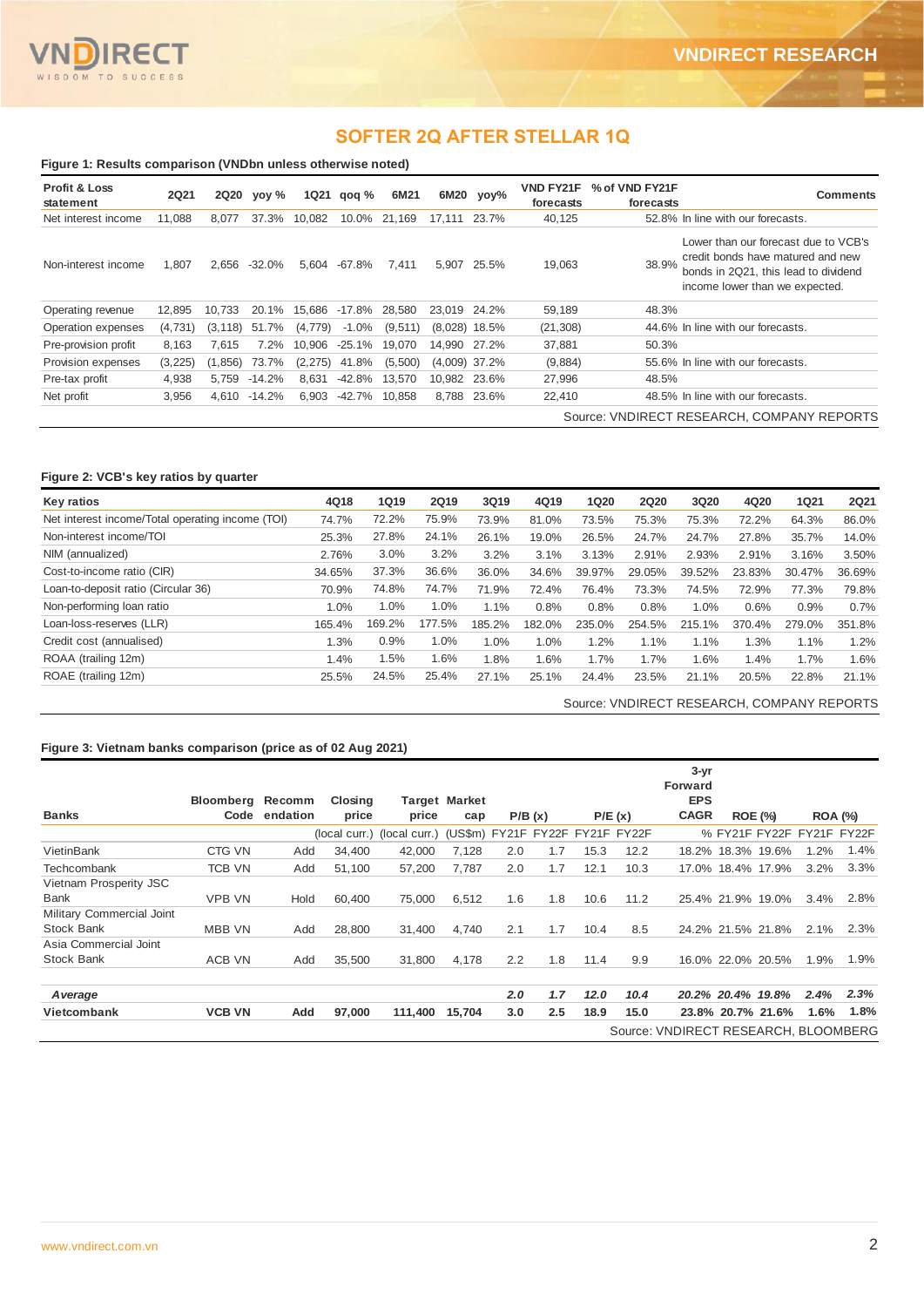## SOFTER 2Q AFTER STELLAR 1Q

**Figure 1: Results comparison (VNDbn unless otherwise noted)**

| Profit & Loss statement | 2Q21 | 2Q20 | yoy % | 1Q21 | qoq % | 6M21 | 6M20 | yoy% | VND FY21F forecasts | % of VND FY21F forecasts | Comments |
|---|---|---|---|---|---|---|---|---|---|---|---|
| Net interest income | 11,088 | 8,077 | 37.3% | 10,082 | 10.0% | 21,169 | 17,111 | 23.7% | 40,125 | 52.8% | In line with our forecasts. |
| Non-interest income | 1,807 | 2,656 | -32.0% | 5,604 | -67.8% | 7,411 | 5,907 | 25.5% | 19,063 | 38.9% | Lower than our forecast due to VCB's credit bonds have matured and new bonds in 2Q21, this lead to dividend income lower than we expected. |
| Operating revenue | 12,895 | 10,733 | 20.1% | 15,686 | -17.8% | 28,580 | 23,019 | 24.2% | 59,189 | 48.3% | |
| Operation expenses | (4,731) | (3,118) | 51.7% | (4,779) | -1.0% | (9,511) | (8,028) | 18.5% | (21,308) | 44.6% | In line with our forecasts. |
| Pre-provision profit | 8,163 | 7,615 | 7.2% | 10,906 | -25.1% | 19,070 | 14,990 | 27.2% | 37,881 | 50.3% | |
| Provision expenses | (3,225) | (1,856) | 73.7% | (2,275) | 41.8% | (5,500) | (4,009) | 37.2% | (9,884) | 55.6% | In line with our forecasts. |
| Pre-tax profit | 4,938 | 5,759 | -14.2% | 8,631 | -42.8% | 13,570 | 10,982 | 23.6% | 27,996 | 48.5% | |
| Net profit | 3,956 | 4,610 | -14.2% | 6,903 | -42.7% | 10,858 | 8,788 | 23.6% | 22,410 | 48.5% | In line with our forecasts. |

Source: VNDIRECT RESEARCH, COMPANY REPORTS

**Figure 2: VCB's key ratios by quarter**

| Key ratios | 4Q18 | 1Q19 | 2Q19 | 3Q19 | 4Q19 | 1Q20 | 2Q20 | 3Q20 | 4Q20 | 1Q21 | 2Q21 |
|---|---|---|---|---|---|---|---|---|---|---|---|
| Net interest income/Total operating income (TOI) | 74.7% | 72.2% | 75.9% | 73.9% | 81.0% | 73.5% | 75.3% | 75.3% | 72.2% | 64.3% | 86.0% |
| Non-interest income/TOI | 25.3% | 27.8% | 24.1% | 26.1% | 19.0% | 26.5% | 24.7% | 24.7% | 27.8% | 35.7% | 14.0% |
| NIM (annualized) | 2.76% | 3.0% | 3.2% | 3.2% | 3.1% | 3.13% | 2.91% | 2.93% | 2.91% | 3.16% | 3.50% |
| Cost-to-income ratio (CIR) | 34.65% | 37.3% | 36.6% | 36.0% | 34.6% | 39.97% | 29.05% | 39.52% | 23.83% | 30.47% | 36.69% |
| Loan-to-deposit ratio (Circular 36) | 70.9% | 74.8% | 74.7% | 71.9% | 72.4% | 76.4% | 73.3% | 74.5% | 72.9% | 77.3% | 79.8% |
| Non-performing loan ratio | 1.0% | 1.0% | 1.0% | 1.1% | 0.8% | 0.8% | 0.8% | 1.0% | 0.6% | 0.9% | 0.7% |
| Loan-loss-reserves (LLR) | 165.4% | 169.2% | 177.5% | 185.2% | 182.0% | 235.0% | 254.5% | 215.1% | 370.4% | 279.0% | 351.8% |
| Credit cost (annualised) | 1.3% | 0.9% | 1.0% | 1.0% | 1.0% | 1.2% | 1.1% | 1.1% | 1.3% | 1.1% | 1.2% |
| ROAA (trailing 12m) | 1.4% | 1.5% | 1.6% | 1.8% | 1.6% | 1.7% | 1.7% | 1.6% | 1.4% | 1.7% | 1.6% |
| ROAE (trailing 12m) | 25.5% | 24.5% | 25.4% | 27.1% | 25.1% | 24.4% | 23.5% | 21.1% | 20.5% | 22.8% | 21.1% |

Source: VNDIRECT RESEARCH, COMPANY REPORTS

**Figure 3: Vietnam banks comparison (price as of 02 Aug 2021)**

| Banks | Bloomberg Code | Recommendation | Closing price | Target price | Market cap | P/B (x) | | P/E (x) | | 3-yr Forward EPS CAGR | ROE (%) | | ROA (%) | |
|---|---|---|---|---|---|---|---|---|---|---|---|---|---|---|
| | | | (local curr.) | (local curr.) | (US$m) | FY21F | FY22F | FY21F | FY22F | % | FY21F | FY22F | FY21F | FY22F |
| VietinBank | CTG VN | Add | 34,400 | 42,000 | 7,128 | 2.0 | 1.7 | 15.3 | 12.2 | 18.2% | 18.3% | 19.6% | 1.2% | 1.4% |
| Techcombank | TCB VN | Add | 51,100 | 57,200 | 7,787 | 2.0 | 1.7 | 12.1 | 10.3 | 17.0% | 18.4% | 17.9% | 3.2% | 3.3% |
| Vietnam Prosperity JSC Bank | VPB VN | Hold | 60,400 | 75,000 | 6,512 | 1.6 | 1.8 | 10.6 | 11.2 | 25.4% | 21.9% | 19.0% | 3.4% | 2.8% |
| Military Commercial Joint Stock Bank | MBB VN | Add | 28,800 | 31,400 | 4,740 | 2.1 | 1.7 | 10.4 | 8.5 | 24.2% | 21.5% | 21.8% | 2.1% | 2.3% |
| Asia Commercial Joint Stock Bank | ACB VN | Add | 35,500 | 31,800 | 4,178 | 2.2 | 1.8 | 11.4 | 9.9 | 16.0% | 22.0% | 20.5% | 1.9% | 1.9% |
| ***Average*** | | | | | | ***2.0*** | ***1.7*** | ***12.0*** | ***10.4*** | ***20.2%*** | ***20.4%*** | ***19.8%*** | ***2.4%*** | ***2.3%*** |
| **Vietcombank** | **VCB VN** | **Add** | **97,000** | **111,400** | **15,704** | **3.0** | **2.5** | **18.9** | **15.0** | **23.8%** | **20.7%** | **21.6%** | **1.6%** | **1.8%** |

Source: VNDIRECT RESEARCH, BLOOMBERG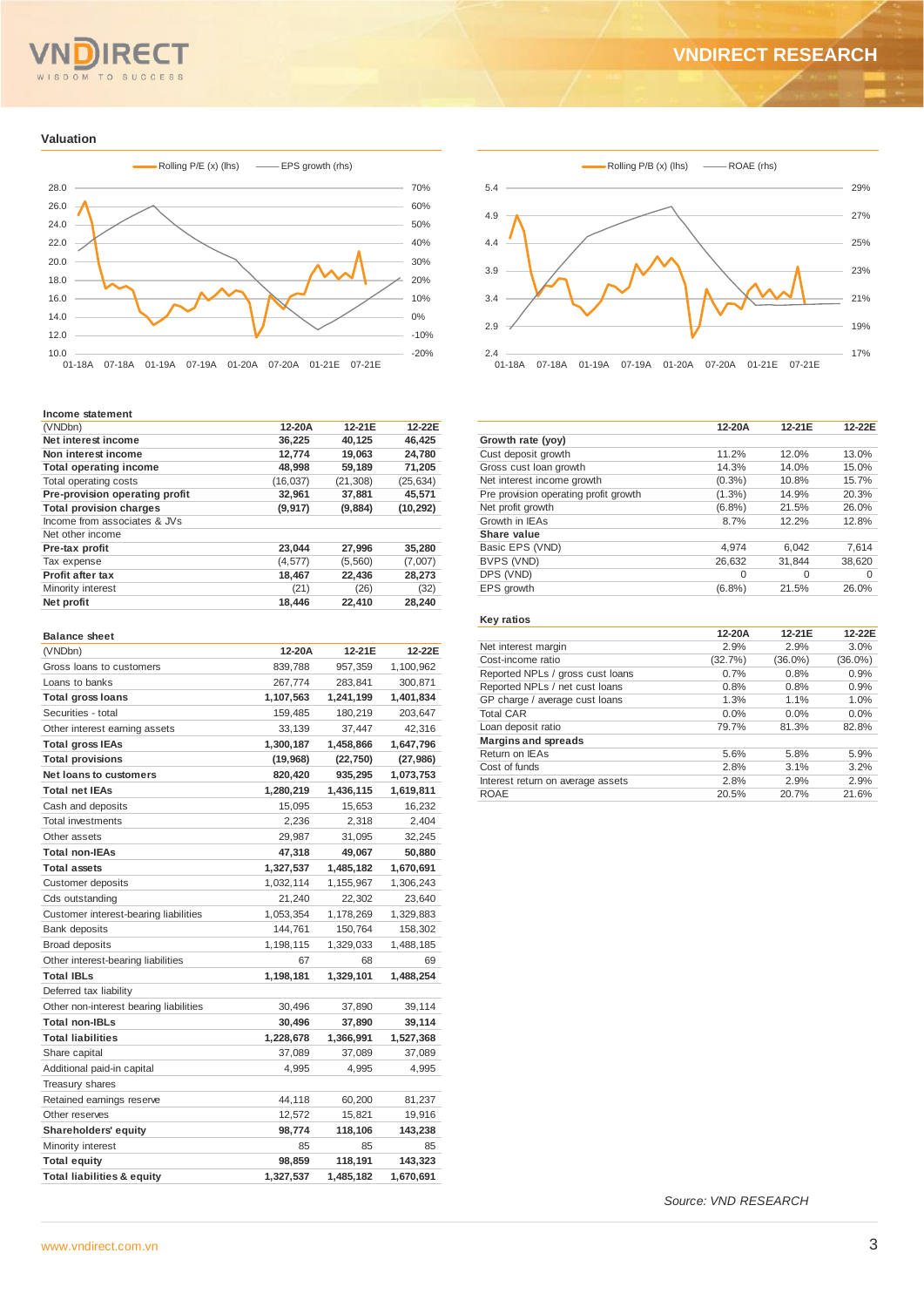## Valuation

Rolling P/E (x) (lhs) — EPS growth (rhs)

Rolling P/B (x) (lhs) — ROAE (rhs)

### Income statement

| (VNDbn) | 12-20A | 12-21E | 12-22E |
|---|---|---|---|
| **Net interest income** | **36,225** | **40,125** | **46,425** |
| **Non interest income** | **12,774** | **19,063** | **24,780** |
| **Total operating income** | **48,998** | **59,189** | **71,205** |
| Total operating costs | (16,037) | (21,308) | (25,634) |
| **Pre-provision operating profit** | **32,961** | **37,881** | **45,571** |
| **Total provision charges** | **(9,917)** | **(9,884)** | **(10,292)** |
| Income from associates & JVs | | | |
| Net other income | | | |
| **Pre-tax profit** | **23,044** | **27,996** | **35,280** |
| Tax expense | (4,577) | (5,560) | (7,007) |
| **Profit after tax** | **18,467** | **22,436** | **28,273** |
| Minority interest | (21) | (26) | (32) |
| **Net profit** | **18,446** | **22,410** | **28,240** |

### Balance sheet

| (VNDbn) | 12-20A | 12-21E | 12-22E |
|---|---|---|---|
| Gross loans to customers | 839,788 | 957,359 | 1,100,962 |
| Loans to banks | 267,774 | 283,841 | 300,871 |
| **Total gross loans** | **1,107,563** | **1,241,199** | **1,401,834** |
| Securities - total | 159,485 | 180,219 | 203,647 |
| Other interest earning assets | 33,139 | 37,447 | 42,316 |
| **Total gross IEAs** | **1,300,187** | **1,458,866** | **1,647,796** |
| **Total provisions** | **(19,968)** | **(22,750)** | **(27,986)** |
| **Net loans to customers** | **820,420** | **935,295** | **1,073,753** |
| **Total net IEAs** | **1,280,219** | **1,436,115** | **1,619,811** |
| Cash and deposits | 15,095 | 15,653 | 16,232 |
| Total investments | 2,236 | 2,318 | 2,404 |
| Other assets | 29,987 | 31,095 | 32,245 |
| **Total non-IEAs** | **47,318** | **49,067** | **50,880** |
| **Total assets** | **1,327,537** | **1,485,182** | **1,670,691** |
| Customer deposits | 1,032,114 | 1,155,967 | 1,306,243 |
| Cds outstanding | 21,240 | 22,302 | 23,640 |
| Customer interest-bearing liabilities | 1,053,354 | 1,178,269 | 1,329,883 |
| Bank deposits | 144,761 | 150,764 | 158,302 |
| Broad deposits | 1,198,115 | 1,329,033 | 1,488,185 |
| Other interest-bearing liabilities | 67 | 68 | 69 |
| **Total IBLs** | **1,198,181** | **1,329,101** | **1,488,254** |
| Deferred tax liability | | | |
| Other non-interest bearing liabilities | 30,496 | 37,890 | 39,114 |
| **Total non-IBLs** | **30,496** | **37,890** | **39,114** |
| **Total liabilities** | **1,228,678** | **1,366,991** | **1,527,368** |
| Share capital | 37,089 | 37,089 | 37,089 |
| Additional paid-in capital | 4,995 | 4,995 | 4,995 |
| Treasury shares | | | |
| Retained earnings reserve | 44,118 | 60,200 | 81,237 |
| Other reserves | 12,572 | 15,821 | 19,916 |
| **Shareholders' equity** | **98,774** | **118,106** | **143,238** |
| Minority interest | 85 | 85 | 85 |
| **Total equity** | **98,859** | **118,191** | **143,323** |
| **Total liabilities & equity** | **1,327,537** | **1,485,182** | **1,670,691** |

| | 12-20A | 12-21E | 12-22E |
|---|---|---|---|
| **Growth rate (yoy)** | | | |
| Cust deposit growth | 11.2% | 12.0% | 13.0% |
| Gross cust loan growth | 14.3% | 14.0% | 15.0% |
| Net interest income growth | (0.3%) | 10.8% | 15.7% |
| Pre provision operating profit growth | (1.3%) | 14.9% | 20.3% |
| Net profit growth | (6.8%) | 21.5% | 26.0% |
| Growth in IEAs | 8.7% | 12.2% | 12.8% |
| **Share value** | | | |
| Basic EPS (VND) | 4,974 | 6,042 | 7,614 |
| BVPS (VND) | 26,632 | 31,844 | 38,620 |
| DPS (VND) | 0 | 0 | 0 |
| EPS growth | (6.8%) | 21.5% | 26.0% |

### Key ratios

| | 12-20A | 12-21E | 12-22E |
|---|---|---|---|
| Net interest margin | 2.9% | 2.9% | 3.0% |
| Cost-income ratio | (32.7%) | (36.0%) | (36.0%) |
| Reported NPLs / gross cust loans | 0.7% | 0.8% | 0.9% |
| Reported NPLs / net cust loans | 0.8% | 0.8% | 0.9% |
| GP charge / average cust loans | 1.3% | 1.1% | 1.0% |
| Total CAR | 0.0% | 0.0% | 0.0% |
| Loan deposit ratio | 79.7% | 81.3% | 82.8% |
| **Margins and spreads** | | | |
| Return on IEAs | 5.6% | 5.8% | 5.9% |
| Cost of funds | 2.8% | 3.1% | 3.2% |
| Interest return on average assets | 2.8% | 2.9% | 2.9% |
| ROAE | 20.5% | 20.7% | 21.6% |

*Source: VND RESEARCH*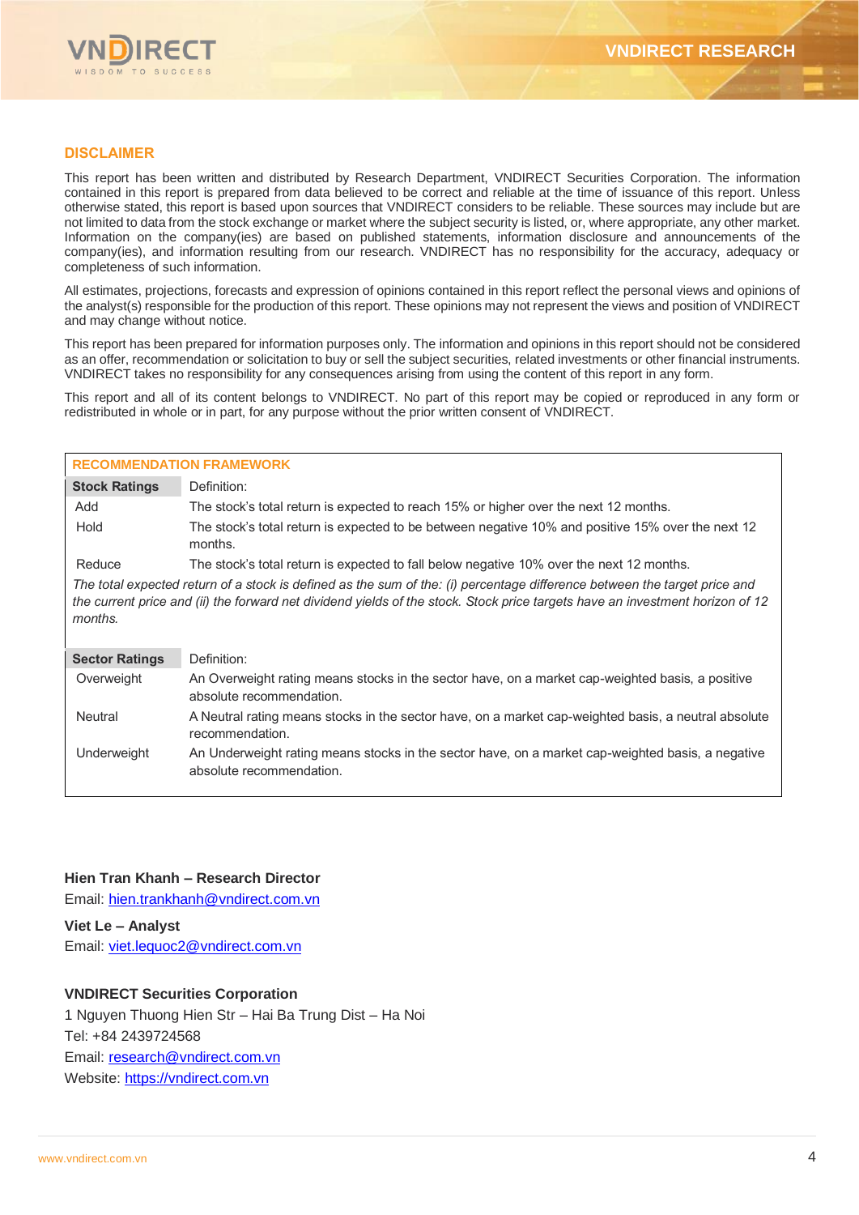## DISCLAIMER

This report has been written and distributed by Research Department, VNDIRECT Securities Corporation. The information contained in this report is prepared from data believed to be correct and reliable at the time of issuance of this report. Unless otherwise stated, this report is based upon sources that VNDIRECT considers to be reliable. These sources may include but are not limited to data from the stock exchange or market where the subject security is listed, or, where appropriate, any other market. Information on the company(ies) are based on published statements, information disclosure and announcements of the company(ies), and information resulting from our research. VNDIRECT has no responsibility for the accuracy, adequacy or completeness of such information.

All estimates, projections, forecasts and expression of opinions contained in this report reflect the personal views and opinions of the analyst(s) responsible for the production of this report. These opinions may not represent the views and position of VNDIRECT and may change without notice.

This report has been prepared for information purposes only. The information and opinions in this report should not be considered as an offer, recommendation or solicitation to buy or sell the subject securities, related investments or other financial instruments. VNDIRECT takes no responsibility for any consequences arising from using the content of this report in any form.

This report and all of its content belongs to VNDIRECT. No part of this report may be copied or reproduced in any form or redistributed in whole or in part, for any purpose without the prior written consent of VNDIRECT.

### RECOMMENDATION FRAMEWORK

| **Stock Ratings** | Definition: |
|---|---|
| Add | The stock's total return is expected to reach 15% or higher over the next 12 months. |
| Hold | The stock's total return is expected to be between negative 10% and positive 15% over the next 12 months. |
| Reduce | The stock's total return is expected to fall below negative 10% over the next 12 months. |

*The total expected return of a stock is defined as the sum of the: (i) percentage difference between the target price and the current price and (ii) the forward net dividend yields of the stock. Stock price targets have an investment horizon of 12 months.*

| **Sector Ratings** | Definition: |
|---|---|
| Overweight | An Overweight rating means stocks in the sector have, on a market cap-weighted basis, a positive absolute recommendation. |
| Neutral | A Neutral rating means stocks in the sector have, on a market cap-weighted basis, a neutral absolute recommendation. |
| Underweight | An Underweight rating means stocks in the sector have, on a market cap-weighted basis, a negative absolute recommendation. |

**Hien Tran Khanh – Research Director**
Email: hien.trankhanh@vndirect.com.vn

**Viet Le – Analyst**
Email: viet.lequoc2@vndirect.com.vn

**VNDIRECT Securities Corporation**
1 Nguyen Thuong Hien Str – Hai Ba Trung Dist – Ha Noi
Tel: +84 2439724568
Email: research@vndirect.com.vn
Website: https://vndirect.com.vn